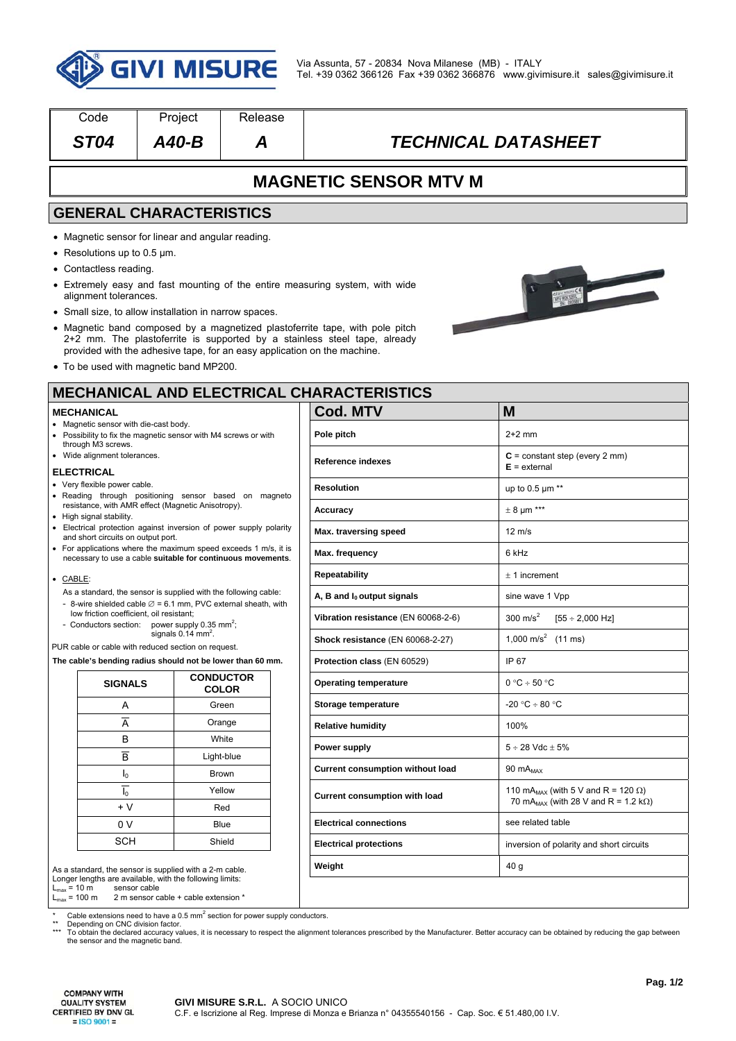GIVI MISURE

Via Assunta, 57 - 20834 Nova Milanese (MB) - ITALY
Tel. +39 0362 366126 Fax +39 0362 366876 www.givimisure.it sales@givimisure.it

| Code | Project | Release | |
|---|---|---|---|
| ***ST04*** | ***A40-B*** | ***A*** | ***TECHNICAL DATASHEET*** |

# MAGNETIC SENSOR MTV M

## GENERAL CHARACTERISTICS

- Magnetic sensor for linear and angular reading.
- Resolutions up to 0.5 µm.
- Contactless reading.
- Extremely easy and fast mounting of the entire measuring system, with wide alignment tolerances.
- Small size, to allow installation in narrow spaces.
- Magnetic band composed by a magnetized plastoferrite tape, with pole pitch 2+2 mm. The plastoferrite is supported by a stainless steel tape, already provided with the adhesive tape, for an easy application on the machine.
- To be used with magnetic band MP200.

## MECHANICAL AND ELECTRICAL CHARACTERISTICS

### MECHANICAL

- Magnetic sensor with die-cast body.
- Possibility to fix the magnetic sensor with M4 screws or with through M3 screws.
- Wide alignment tolerances.

### ELECTRICAL

- Very flexible power cable.
- Reading through positioning sensor based on magneto resistance, with AMR effect (Magnetic Anisotropy).
- High signal stability.
- Electrical protection against inversion of power supply polarity and short circuits on output port.
- For applications where the maximum speed exceeds 1 m/s, it is necessary to use a cable **suitable for continuous movements**.
- CABLE:

  As a standard, the sensor is supplied with the following cable:
  - 8-wire shielded cable ∅ = 6.1 mm, PVC external sheath, with low friction coefficient, oil resistant;
  - Conductors section: power supply 0.35 mm$^2$; signals 0.14 mm$^2$.

PUR cable or cable with reduced section on request.

**The cable's bending radius should not be lower than 60 mm.**

| SIGNALS | CONDUCTOR COLOR |
|---|---|
| A | Green |
| $\overline{A}$ | Orange |
| B | White |
| $\overline{B}$ | Light-blue |
| $I_0$ | Brown |
| $\overline{I_0}$ | Yellow |
| + V | Red |
| 0 V | Blue |
| SCH | Shield |

As a standard, the sensor is supplied with a 2-m cable.
Longer lengths are available, with the following limits:
$L_{max}$ = 10 m sensor cable
$L_{max}$ = 100 m 2 m sensor cable + cable extension *

| Cod. MTV | M |
|---|---|
| **Pole pitch** | 2+2 mm |
| **Reference indexes** | **C** = constant step (every 2 mm)<br>**E** = external |
| **Resolution** | up to 0.5 µm ** |
| **Accuracy** | ± 8 µm *** |
| **Max. traversing speed** | 12 m/s |
| **Max. frequency** | 6 kHz |
| **Repeatability** | ± 1 increment |
| **A, B and $I_0$ output signals** | sine wave 1 Vpp |
| **Vibration resistance** (EN 60068-2-6) | 300 m/s$^2$ [55 ÷ 2,000 Hz] |
| **Shock resistance** (EN 60068-2-27) | 1,000 m/s$^2$ (11 ms) |
| **Protection class** (EN 60529) | IP 67 |
| **Operating temperature** | 0 °C ÷ 50 °C |
| **Storage temperature** | -20 °C ÷ 80 °C |
| **Relative humidity** | 100% |
| **Power supply** | 5 ÷ 28 Vdc ± 5% |
| **Current consumption without load** | 90 $mA_{MAX}$ |
| **Current consumption with load** | 110 $mA_{MAX}$ (with 5 V and R = 120 Ω)<br>70 $mA_{MAX}$ (with 28 V and R = 1.2 kΩ) |
| **Electrical connections** | see related table |
| **Electrical protections** | inversion of polarity and short circuits |
| **Weight** | 40 g |

\* Cable extensions need to have a 0.5 mm$^2$ section for power supply conductors.
\** Depending on CNC division factor.
\*** To obtain the declared accuracy values, it is necessary to respect the alignment tolerances prescribed by the Manufacturer. Better accuracy can be obtained by reducing the gap between the sensor and the magnetic band.

COMPANY WITH QUALITY SYSTEM CERTIFIED BY DNV GL = ISO 9001 =

**GIVI MISURE S.R.L.** A SOCIO UNICO
C.F. e Iscrizione al Reg. Imprese di Monza e Brianza n° 04355540156 - Cap. Soc. € 51.480,00 I.V.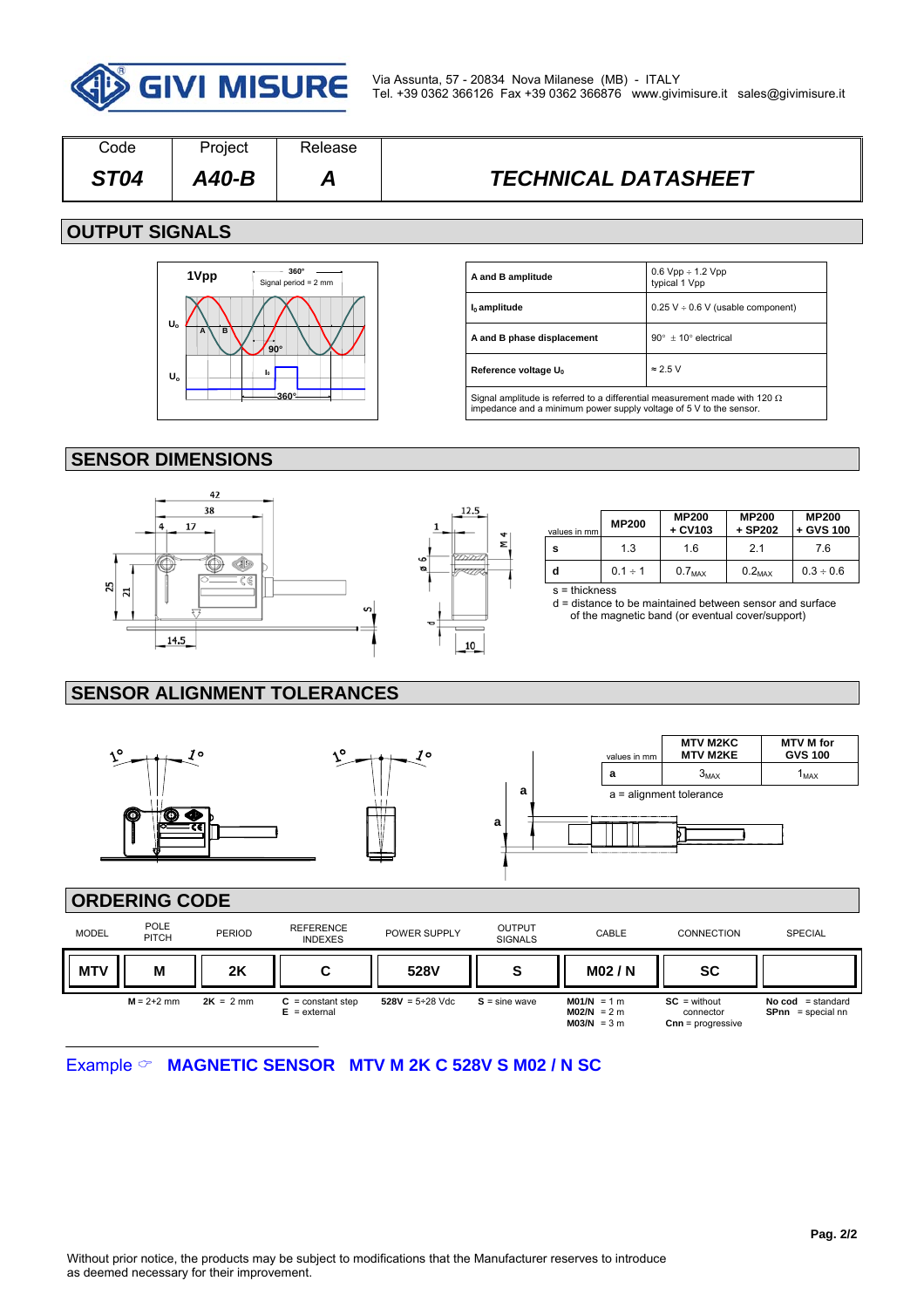GIVI MISURE

Via Assunta, 57 - 20834 Nova Milanese (MB) - ITALY
Tel. +39 0362 366126 Fax +39 0362 366876 www.givimisure.it sales@givimisure.it

| Code | Project | Release | |
|---|---|---|---|
| ***ST04*** | ***A40-B*** | ***A*** | ***TECHNICAL DATASHEET*** |

## OUTPUT SIGNALS

1Vpp
360°
Signal period = 2 mm
$U_0$
A B
90°
$U_0$
$I_0$
360°

| | |
|---|---|
| **A and B amplitude** | 0.6 Vpp ÷ 1.2 Vpp typical 1 Vpp |
| **$I_0$ amplitude** | 0.25 V ÷ 0.6 V (usable component) |
| **A and B phase displacement** | 90° ± 10° electrical |
| **Reference voltage $U_0$** | ≈ 2.5 V |
| Signal amplitude is referred to a differential measurement made with 120 Ω impedance and a minimum power supply voltage of 5 V to the sensor. | |

## SENSOR DIMENSIONS

42
38
4 17
25 21
14.5
s
12.5
1
M 4
ø 6
d
10

| values in mm | MP200 | MP200 + CV103 | MP200 + SP202 | MP200 + GVS 100 |
|---|---|---|---|---|
| **s** | 1.3 | 1.6 | 2.1 | 7.6 |
| **d** | 0.1 ÷ 1 | $0.7_{MAX}$ | $0.2_{MAX}$ | 0.3 ÷ 0.6 |

s = thickness
d = distance to be maintained between sensor and surface of the magnetic band (or eventual cover/support)

## SENSOR ALIGNMENT TOLERANCES

1° 1°
1° 1°
a
a

| values in mm | MTV M2KC MTV M2KE | MTV M for GVS 100 |
|---|---|---|
| **a** | $3_{MAX}$ | $1_{MAX}$ |

a = alignment tolerance

## ORDERING CODE

| MODEL | POLE PITCH | PERIOD | REFERENCE INDEXES | POWER SUPPLY | OUTPUT SIGNALS | CABLE | CONNECTION | SPECIAL |
|---|---|---|---|---|---|---|---|---|
| **MTV** | **M** | **2K** | **C** | **528V** | **S** | **M02 / N** | **SC** | |
| | **M** = 2+2 mm | **2K** = 2 mm | **C** = constant step<br>**E** = external | **528V** = 5÷28 Vdc | **S** = sine wave | **M01/N** = 1 m<br>**M02/N** = 2 m<br>**M03/N** = 3 m | **SC** = without connector<br>**Cnn** = progressive | **No cod** = standard<br>**SPnn** = special nn |

Example ☞ **MAGNETIC SENSOR MTV M 2K C 528V S M02 / N SC**

Without prior notice, the products may be subject to modifications that the Manufacturer reserves to introduce as deemed necessary for their improvement.